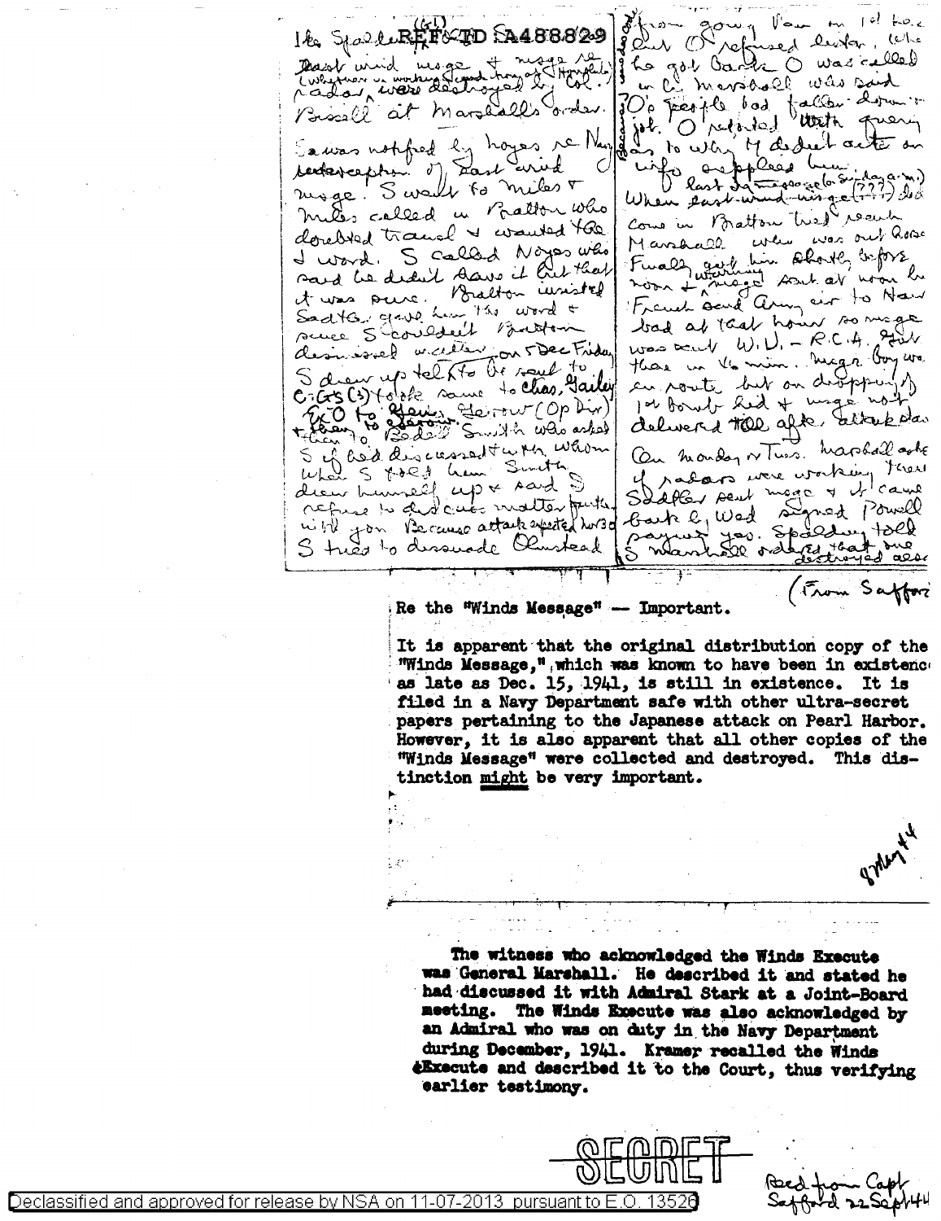REF ID:A488829

Ike Spalding (61)

East wind msge + msge re radar (whether or working + good know of Hawaii) were destroyed by Col. Bissell at Marshall's order.

S was notified by Noyes re Navy interception of East wind msge. S went to Miles + Miles called in Bratton who doubted translat + wanted the J word. S called Noyes who said he didn't have it but that it was sure. Bratton insisted Sadtler gave him the word + since S couldn't Bratton dismissed matter on 5 Dec Friday. S drew up tel to be sent to CGs (3) told same to Chas. Gailey ExO to Gerow. Gerow (Op Div) + then to Bedell Smith who asked S if he'd discussed it with Miles. When S told him Smith drew himself up + said S refuse to discuss matter further with you. Because attack expected hrs 30 S tried to dissuade Olmstead from going Pan on 1st hour but O refused later. When he got back O was called in Ch Marshall who said O's people had fallen down on job. O retorted with query as to why M didn't act on info supplied him.

(Because of East wind code) last Jap msge (on Sunday a.m.) When east-wind msge (???) did come in Bratton tried reach Marshall who was out horse. Finally got him shortly before noon + warning msge sent at noon he French said Army air to Haw had at that hour so msge was sent W.U. - R.C.A. Got there in 46 min. Msgr boy was en route but on dropping 1st bomb hid + msge not delivered till after attack was on.

On Monday or Tues. Marshall asked if radars were working there. Sadtler sent msge + it came back by Wed signed Powell saying yes. Spalding told S Marshall ordered that one destroyed also.

(From Safford)

Re the "Winds Message" — Important.

It is apparent that the original distribution copy of the "Winds Message," which was known to have been in existence as late as Dec. 15, 1941, is still in existence. It is filed in a Navy Department safe with other ultra-secret papers pertaining to the Japanese attack on Pearl Harbor. However, it is also apparent that all other copies of the "Winds Message" were collected and destroyed. This distinction *might* be very important.

9 May 44

The witness who acknowledged the Winds Execute was General Marshall. He described it and stated he had discussed it with Admiral Stark at a Joint-Board meeting. The Winds Execute was also acknowledged by an Admiral who was on duty in the Navy Department during December, 1941. Kramer recalled the Winds Execute and described it to the Court, thus verifying earlier testimony.

SECRET

Recd from Capt Safford 22 Sept 44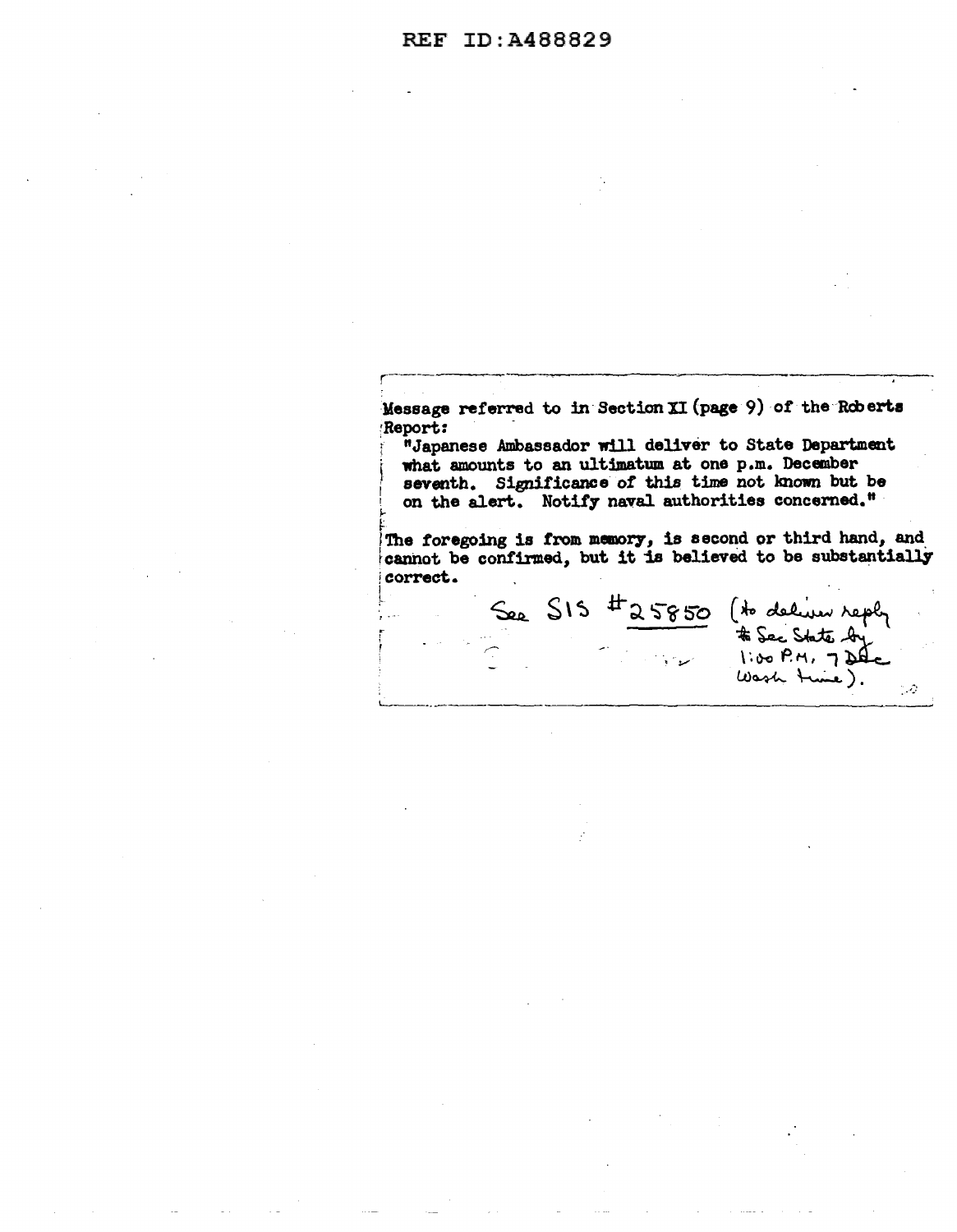Message referred to in Section XI (page 9) of the Roberts Report:

"Japanese Ambassador will deliver to State Department what amounts to an ultimatum at one p.m. December seventh. Significance of this time not known but be on the alert. Notify naval authorities concerned."

The foregoing is from memory, is second or third hand, and cannot be confirmed, but it is believed to be substantially correct.

See SIS #25850 (to deliver reply to Sec State by 1:00 P.M., 7 Dec Wash time).